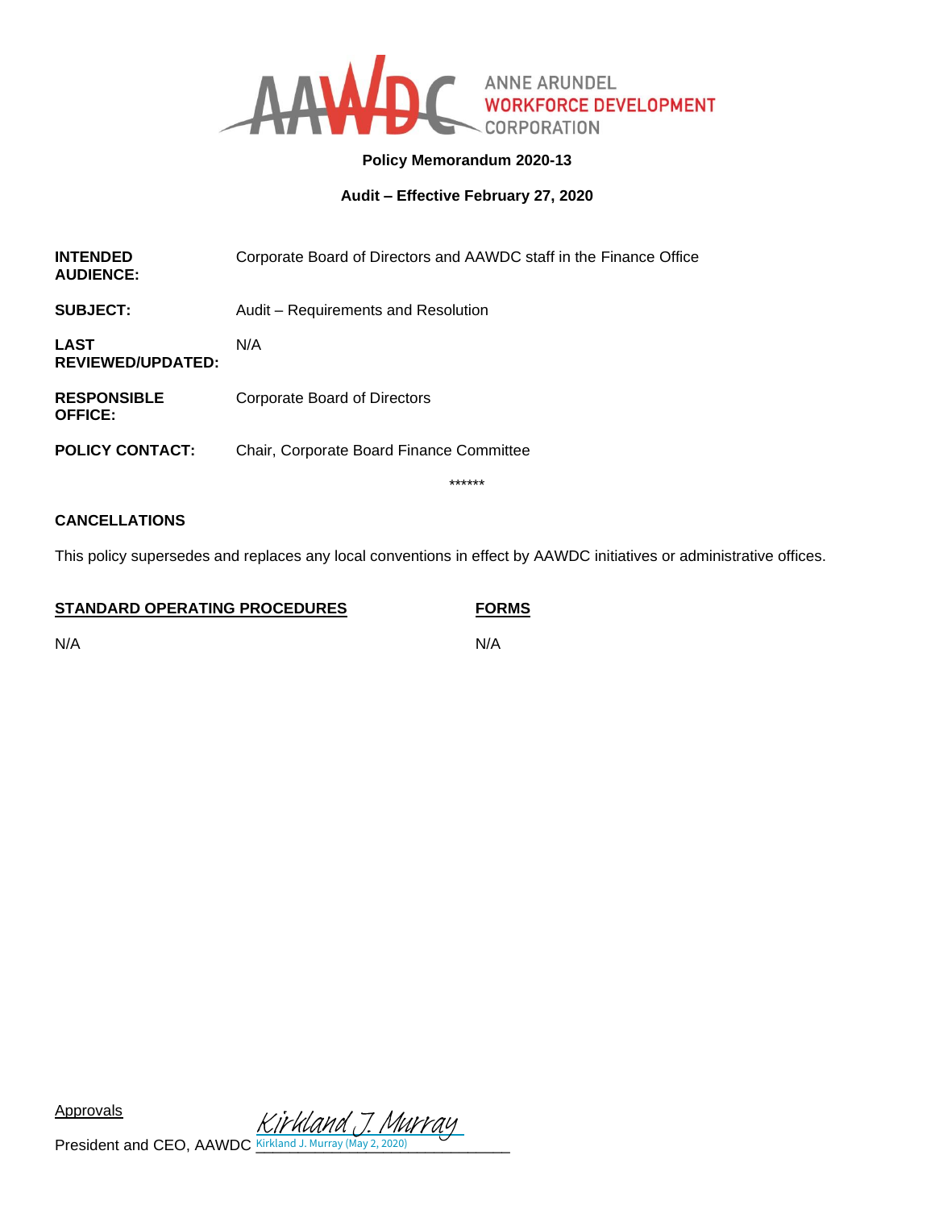ANNE ARUNDEL WORKFORCE DEVELOPMENT CORPORATION

**Policy Memorandum 2020-13**

**Audit – Effective February 27, 2020**

| | |
|---|---|
| **INTENDED AUDIENCE:** | Corporate Board of Directors and AAWDC staff in the Finance Office |
| **SUBJECT:** | Audit – Requirements and Resolution |
| **LAST REVIEWED/UPDATED:** | N/A |
| **RESPONSIBLE OFFICE:** | Corporate Board of Directors |
| **POLICY CONTACT:** | Chair, Corporate Board Finance Committee |

******

**CANCELLATIONS**

This policy supersedes and replaces any local conventions in effect by AAWDC initiatives or administrative offices.

| **STANDARD OPERATING PROCEDURES** | **FORMS** |
|---|---|
| N/A | N/A |

Approvals

President and CEO, AAWDC *Kirkland J. Murray*
Kirkland J. Murray (May 2, 2020)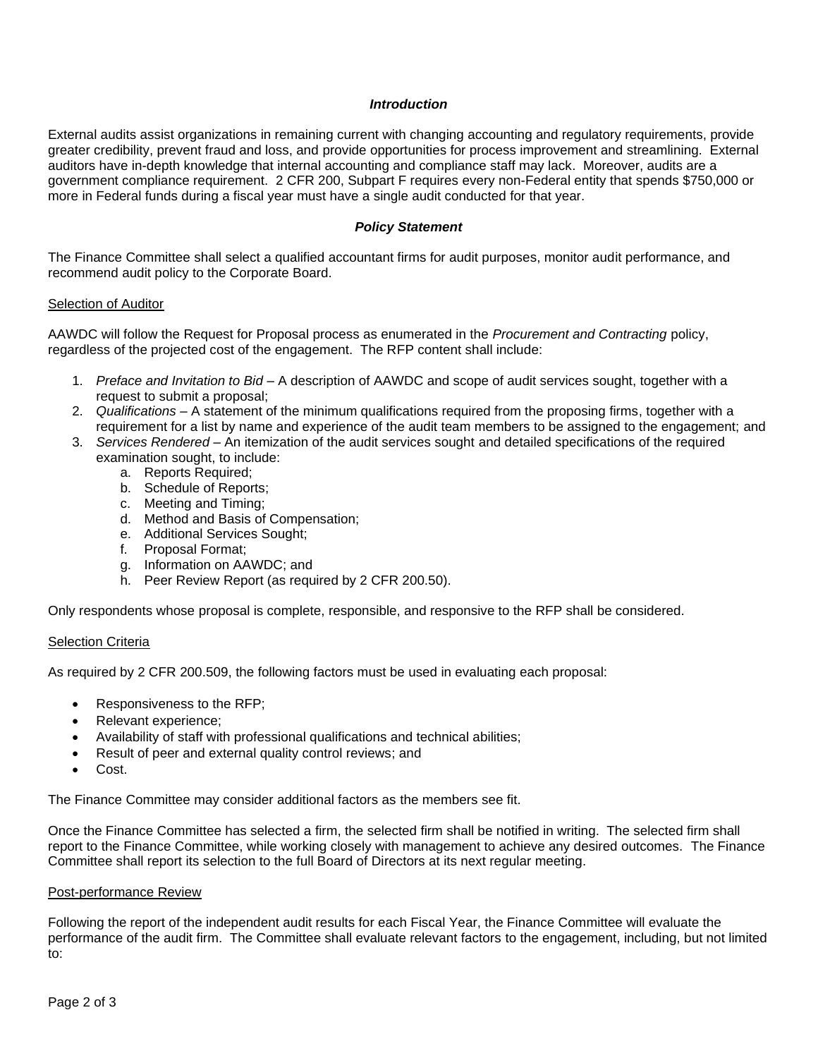***Introduction***

External audits assist organizations in remaining current with changing accounting and regulatory requirements, provide greater credibility, prevent fraud and loss, and provide opportunities for process improvement and streamlining. External auditors have in-depth knowledge that internal accounting and compliance staff may lack. Moreover, audits are a government compliance requirement. 2 CFR 200, Subpart F requires every non-Federal entity that spends $750,000 or more in Federal funds during a fiscal year must have a single audit conducted for that year.

***Policy Statement***

The Finance Committee shall select a qualified accountant firms for audit purposes, monitor audit performance, and recommend audit policy to the Corporate Board.

<u>Selection of Auditor</u>

AAWDC will follow the Request for Proposal process as enumerated in the *Procurement and Contracting* policy, regardless of the projected cost of the engagement. The RFP content shall include:

1. *Preface and Invitation to Bid* – A description of AAWDC and scope of audit services sought, together with a request to submit a proposal;
2. *Qualifications* – A statement of the minimum qualifications required from the proposing firms, together with a requirement for a list by name and experience of the audit team members to be assigned to the engagement; and
3. *Services Rendered* – An itemization of the audit services sought and detailed specifications of the required examination sought, to include:
   a. Reports Required;
   b. Schedule of Reports;
   c. Meeting and Timing;
   d. Method and Basis of Compensation;
   e. Additional Services Sought;
   f. Proposal Format;
   g. Information on AAWDC; and
   h. Peer Review Report (as required by 2 CFR 200.50).

Only respondents whose proposal is complete, responsible, and responsive to the RFP shall be considered.

<u>Selection Criteria</u>

As required by 2 CFR 200.509, the following factors must be used in evaluating each proposal:

- Responsiveness to the RFP;
- Relevant experience;
- Availability of staff with professional qualifications and technical abilities;
- Result of peer and external quality control reviews; and
- Cost.

The Finance Committee may consider additional factors as the members see fit.

Once the Finance Committee has selected a firm, the selected firm shall be notified in writing. The selected firm shall report to the Finance Committee, while working closely with management to achieve any desired outcomes. The Finance Committee shall report its selection to the full Board of Directors at its next regular meeting.

<u>Post-performance Review</u>

Following the report of the independent audit results for each Fiscal Year, the Finance Committee will evaluate the performance of the audit firm. The Committee shall evaluate relevant factors to the engagement, including, but not limited to: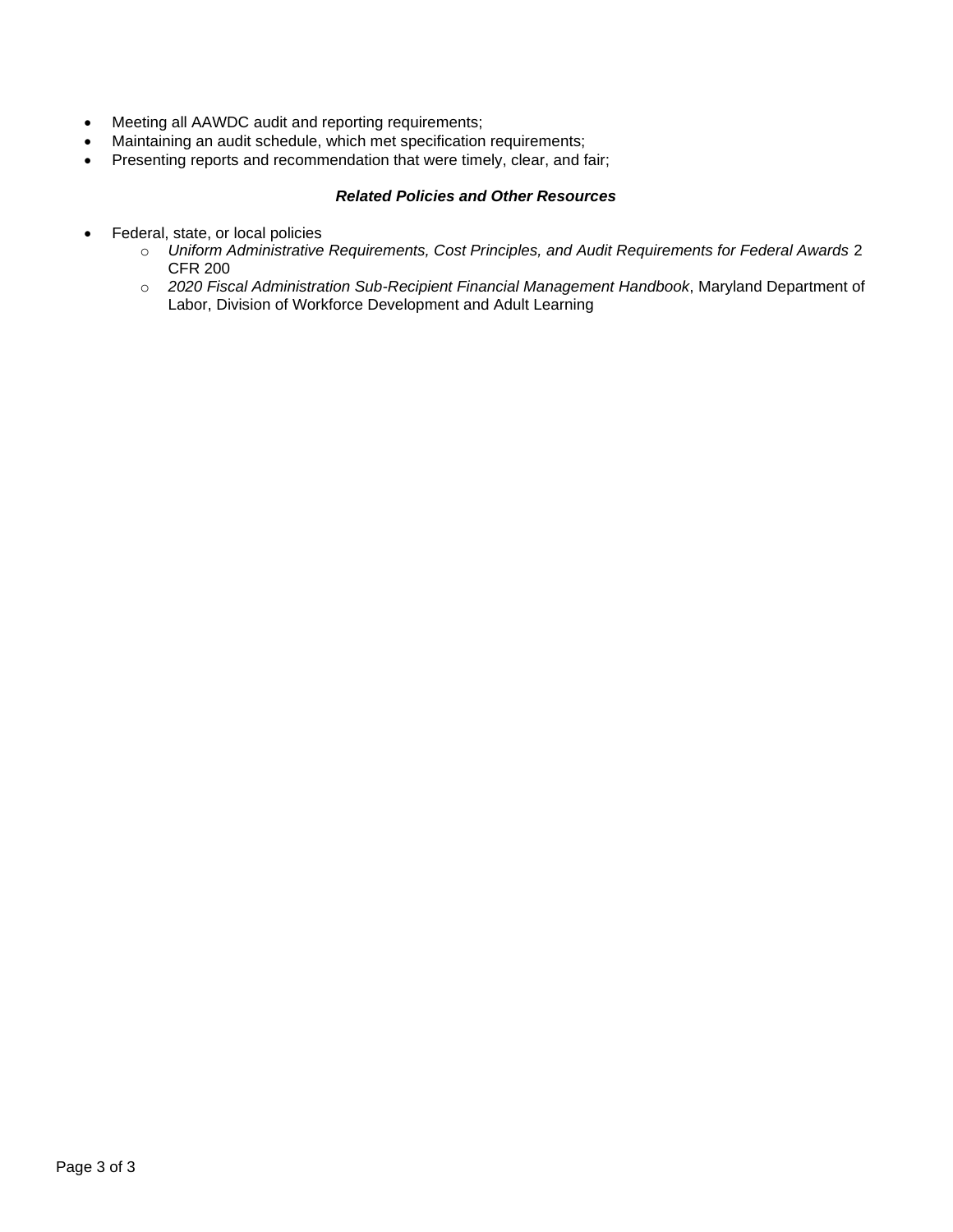- Meeting all AAWDC audit and reporting requirements;
- Maintaining an audit schedule, which met specification requirements;
- Presenting reports and recommendation that were timely, clear, and fair;

***Related Policies and Other Resources***

- Federal, state, or local policies
  - *Uniform Administrative Requirements, Cost Principles, and Audit Requirements for Federal Awards* 2 CFR 200
  - *2020 Fiscal Administration Sub-Recipient Financial Management Handbook*, Maryland Department of Labor, Division of Workforce Development and Adult Learning